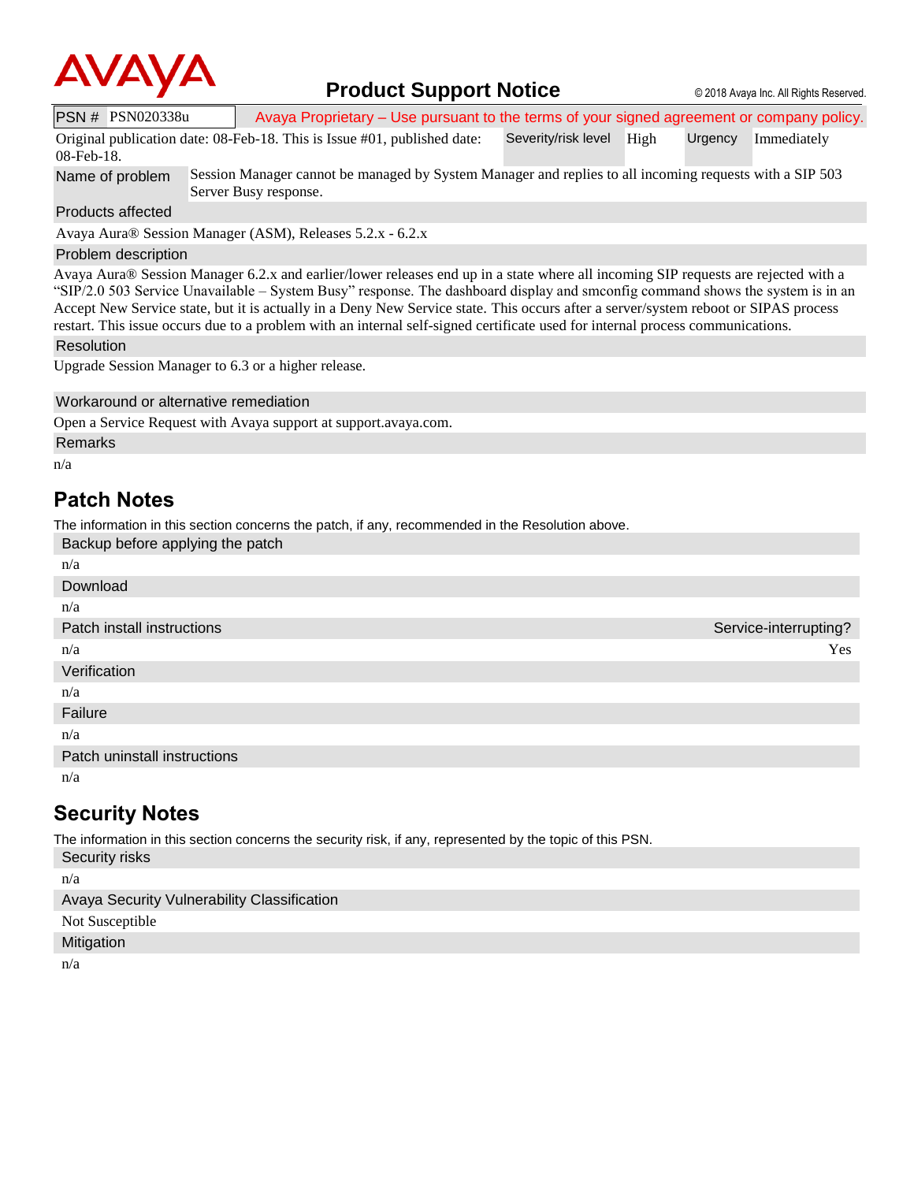AVAYA

# Product Support Notice

© 2018 Avaya Inc. All Rights Reserved.

| PSN # PSN020338u | Avaya Proprietary – Use pursuant to the terms of your signed agreement or company policy. | | |
|---|---|---|---|
| Original publication date: 08-Feb-18. This is Issue #01, published date: 08-Feb-18. | Severity/risk level High | Urgency | Immediately |
| Name of problem | Session Manager cannot be managed by System Manager and replies to all incoming requests with a SIP 503 Server Busy response. | | |

**Products affected**

Avaya Aura® Session Manager (ASM), Releases 5.2.x - 6.2.x

**Problem description**

Avaya Aura® Session Manager 6.2.x and earlier/lower releases end up in a state where all incoming SIP requests are rejected with a "SIP/2.0 503 Service Unavailable – System Busy" response. The dashboard display and smconfig command shows the system is in an Accept New Service state, but it is actually in a Deny New Service state. This occurs after a server/system reboot or SIPAS process restart. This issue occurs due to a problem with an internal self-signed certificate used for internal process communications.

**Resolution**

Upgrade Session Manager to 6.3 or a higher release.

**Workaround or alternative remediation**

Open a Service Request with Avaya support at support.avaya.com.

**Remarks**

n/a

## Patch Notes

The information in this section concerns the patch, if any, recommended in the Resolution above.

**Backup before applying the patch**

n/a

**Download**

n/a

| Patch install instructions | Service-interrupting? |
|---|---|
| n/a | Yes |

**Verification**

n/a

**Failure**

n/a

**Patch uninstall instructions**

n/a

## Security Notes

The information in this section concerns the security risk, if any, represented by the topic of this PSN.

**Security risks**

n/a

**Avaya Security Vulnerability Classification**

Not Susceptible

**Mitigation**

n/a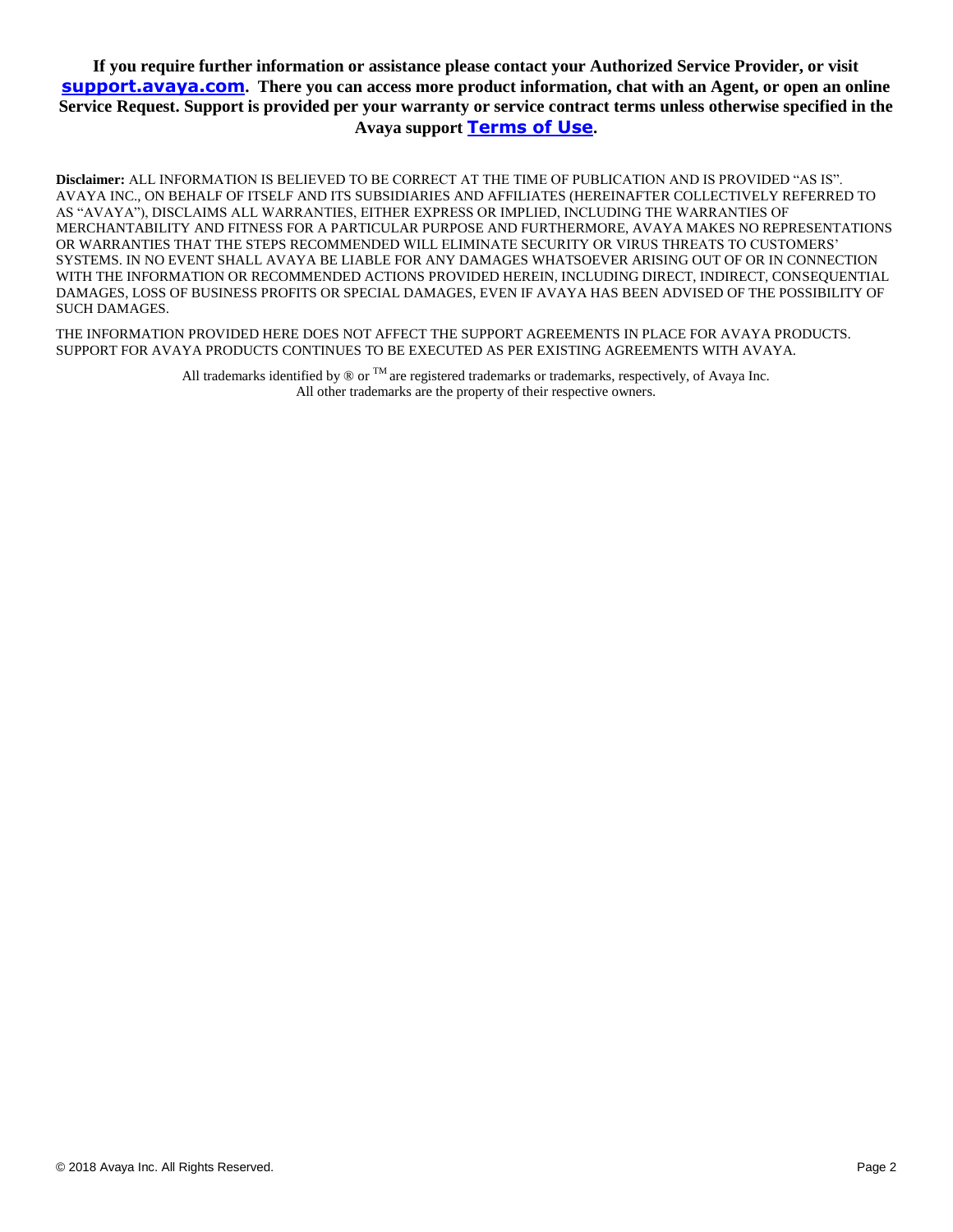**If you require further information or assistance please contact your Authorized Service Provider, or visit [support.avaya.com](support.avaya.com). There you can access more product information, chat with an Agent, or open an online Service Request. Support is provided per your warranty or service contract terms unless otherwise specified in the Avaya support [Terms of Use](Terms of Use).**

**Disclaimer:** ALL INFORMATION IS BELIEVED TO BE CORRECT AT THE TIME OF PUBLICATION AND IS PROVIDED "AS IS". AVAYA INC., ON BEHALF OF ITSELF AND ITS SUBSIDIARIES AND AFFILIATES (HEREINAFTER COLLECTIVELY REFERRED TO AS "AVAYA"), DISCLAIMS ALL WARRANTIES, EITHER EXPRESS OR IMPLIED, INCLUDING THE WARRANTIES OF MERCHANTABILITY AND FITNESS FOR A PARTICULAR PURPOSE AND FURTHERMORE, AVAYA MAKES NO REPRESENTATIONS OR WARRANTIES THAT THE STEPS RECOMMENDED WILL ELIMINATE SECURITY OR VIRUS THREATS TO CUSTOMERS' SYSTEMS. IN NO EVENT SHALL AVAYA BE LIABLE FOR ANY DAMAGES WHATSOEVER ARISING OUT OF OR IN CONNECTION WITH THE INFORMATION OR RECOMMENDED ACTIONS PROVIDED HEREIN, INCLUDING DIRECT, INDIRECT, CONSEQUENTIAL DAMAGES, LOSS OF BUSINESS PROFITS OR SPECIAL DAMAGES, EVEN IF AVAYA HAS BEEN ADVISED OF THE POSSIBILITY OF SUCH DAMAGES.

THE INFORMATION PROVIDED HERE DOES NOT AFFECT THE SUPPORT AGREEMENTS IN PLACE FOR AVAYA PRODUCTS. SUPPORT FOR AVAYA PRODUCTS CONTINUES TO BE EXECUTED AS PER EXISTING AGREEMENTS WITH AVAYA.

All trademarks identified by ® or ™ are registered trademarks or trademarks, respectively, of Avaya Inc.
All other trademarks are the property of their respective owners.

© 2018 Avaya Inc. All Rights Reserved.